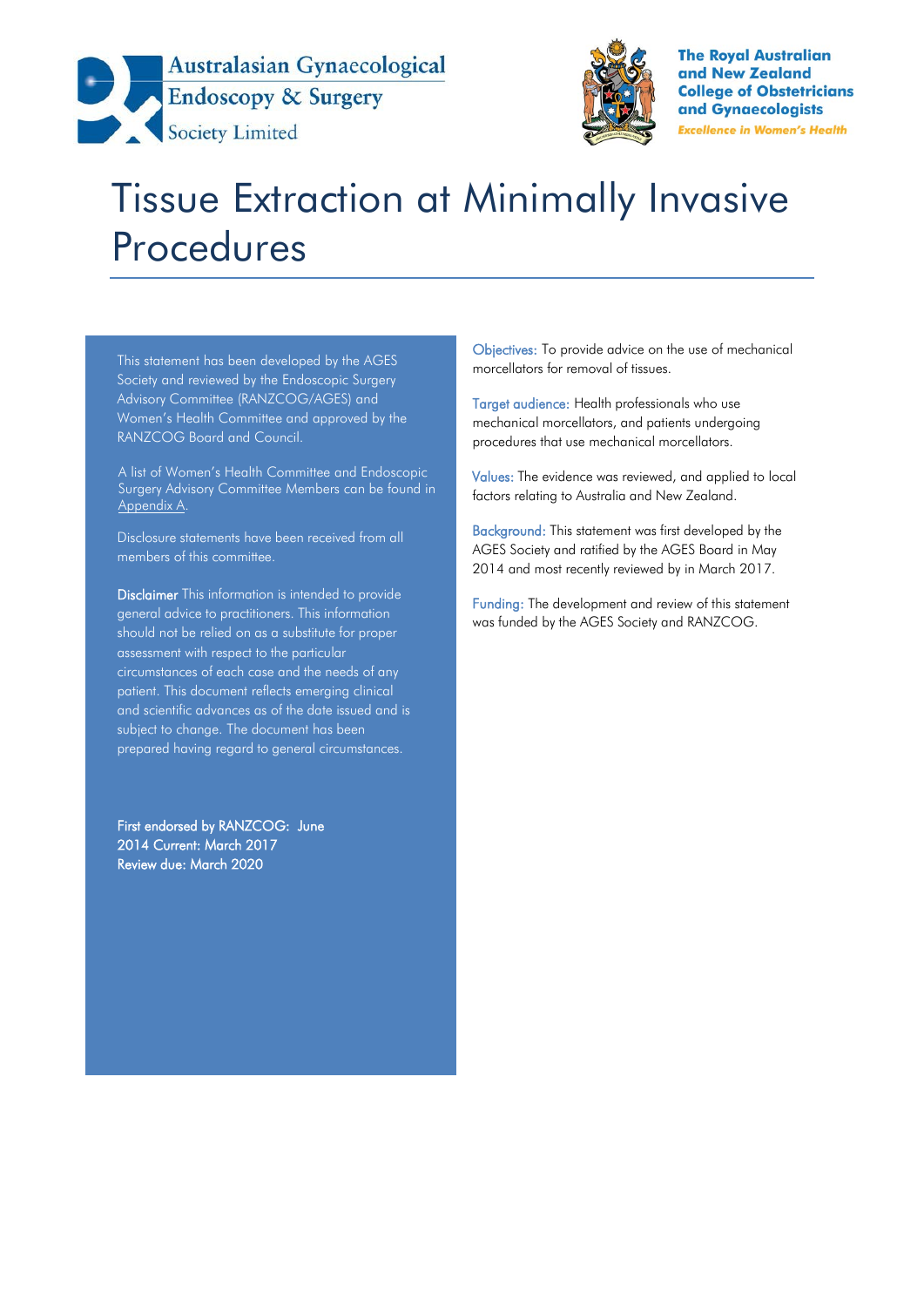Australasian Gynaecological Endoscopy & Surgery Society Limited

The Royal Australian and New Zealand College of Obstetricians and Gynaecologists

*Excellence in Women's Health*

# Tissue Extraction at Minimally Invasive Procedures

This statement has been developed by the AGES Society and reviewed by the Endoscopic Surgery Advisory Committee (RANZCOG/AGES) and Women's Health Committee and approved by the RANZCOG Board and Council.

A list of Women's Health Committee and Endoscopic Surgery Advisory Committee Members can be found in Appendix A.

Disclosure statements have been received from all members of this committee.

**Disclaimer** This information is intended to provide general advice to practitioners. This information should not be relied on as a substitute for proper assessment with respect to the particular circumstances of each case and the needs of any patient. This document reflects emerging clinical and scientific advances as of the date issued and is subject to change. The document has been prepared having regard to general circumstances.

First endorsed by RANZCOG: June 2014 Current: March 2017
Review due: March 2020

Objectives: To provide advice on the use of mechanical morcellators for removal of tissues.

Target audience: Health professionals who use mechanical morcellators, and patients undergoing procedures that use mechanical morcellators.

Values: The evidence was reviewed, and applied to local factors relating to Australia and New Zealand.

Background: This statement was first developed by the AGES Society and ratified by the AGES Board in May 2014 and most recently reviewed by in March 2017.

Funding: The development and review of this statement was funded by the AGES Society and RANZCOG.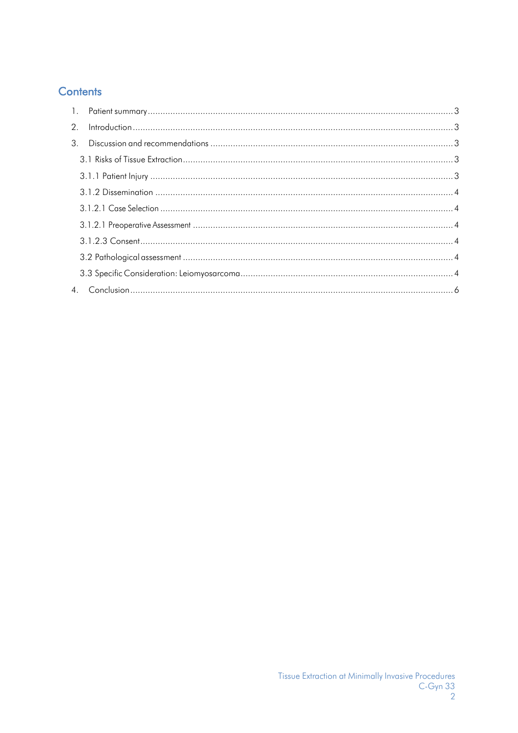## Contents

1. Patient summary ........................................................................ 3
2. Introduction ........................................................................ 3
3. Discussion and recommendations ........................................................................ 3

   3.1 Risks of Tissue Extraction ........................................................................ 3

   3.1.1 Patient Injury ........................................................................ 3

   3.1.2 Dissemination ........................................................................ 4

   3.1.2.1 Case Selection ........................................................................ 4

   3.1.2.1 Preoperative Assessment ........................................................................ 4

   3.1.2.3 Consent ........................................................................ 4

   3.2 Pathological assessment ........................................................................ 4

   3.3 Specific Consideration: Leiomyosarcoma ........................................................................ 4

4. Conclusion ........................................................................ 6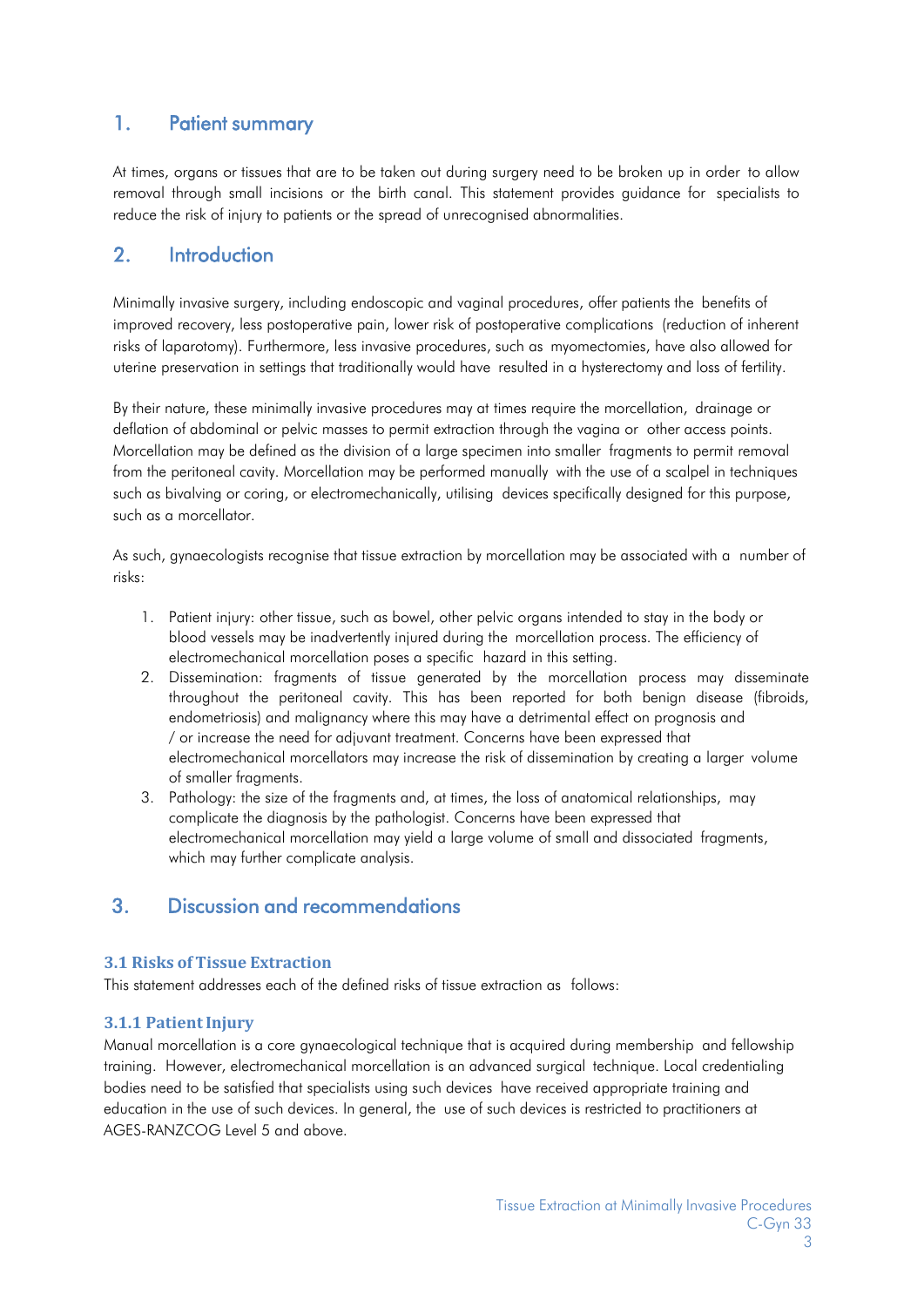## 1. Patient summary

At times, organs or tissues that are to be taken out during surgery need to be broken up in order to allow removal through small incisions or the birth canal. This statement provides guidance for specialists to reduce the risk of injury to patients or the spread of unrecognised abnormalities.

## 2. Introduction

Minimally invasive surgery, including endoscopic and vaginal procedures, offer patients the benefits of improved recovery, less postoperative pain, lower risk of postoperative complications (reduction of inherent risks of laparotomy). Furthermore, less invasive procedures, such as myomectomies, have also allowed for uterine preservation in settings that traditionally would have resulted in a hysterectomy and loss of fertility.

By their nature, these minimally invasive procedures may at times require the morcellation, drainage or deflation of abdominal or pelvic masses to permit extraction through the vagina or other access points. Morcellation may be defined as the division of a large specimen into smaller fragments to permit removal from the peritoneal cavity. Morcellation may be performed manually with the use of a scalpel in techniques such as bivalving or coring, or electromechanically, utilising devices specifically designed for this purpose, such as a morcellator.

As such, gynaecologists recognise that tissue extraction by morcellation may be associated with a number of risks:

1. Patient injury: other tissue, such as bowel, other pelvic organs intended to stay in the body or blood vessels may be inadvertently injured during the morcellation process. The efficiency of electromechanical morcellation poses a specific hazard in this setting.
2. Dissemination: fragments of tissue generated by the morcellation process may disseminate throughout the peritoneal cavity. This has been reported for both benign disease (fibroids, endometriosis) and malignancy where this may have a detrimental effect on prognosis and / or increase the need for adjuvant treatment. Concerns have been expressed that electromechanical morcellators may increase the risk of dissemination by creating a larger volume of smaller fragments.
3. Pathology: the size of the fragments and, at times, the loss of anatomical relationships, may complicate the diagnosis by the pathologist. Concerns have been expressed that electromechanical morcellation may yield a large volume of small and dissociated fragments, which may further complicate analysis.

## 3. Discussion and recommendations

### 3.1 Risks of Tissue Extraction

This statement addresses each of the defined risks of tissue extraction as follows:

#### 3.1.1 Patient Injury

Manual morcellation is a core gynaecological technique that is acquired during membership and fellowship training. However, electromechanical morcellation is an advanced surgical technique. Local credentialing bodies need to be satisfied that specialists using such devices have received appropriate training and education in the use of such devices. In general, the use of such devices is restricted to practitioners at AGES-RANZCOG Level 5 and above.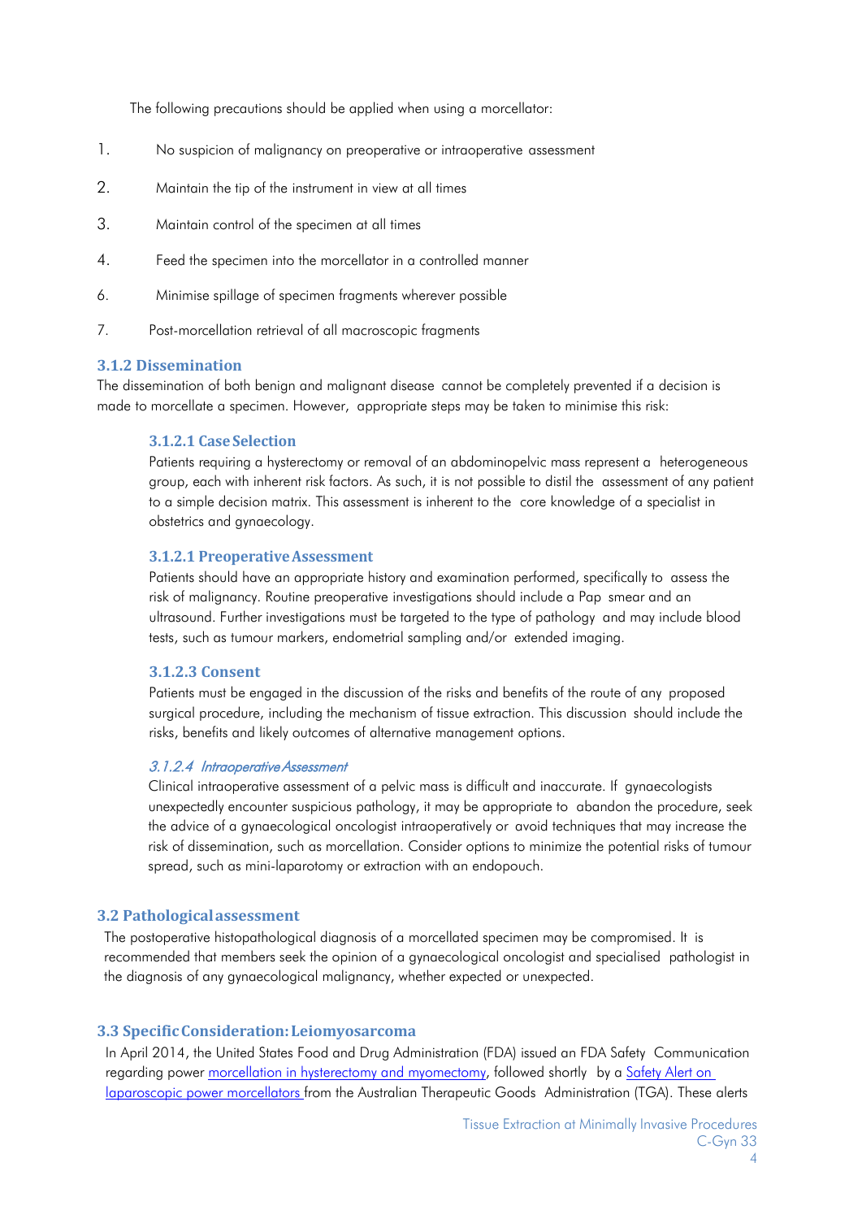The following precautions should be applied when using a morcellator:

1. No suspicion of malignancy on preoperative or intraoperative assessment
2. Maintain the tip of the instrument in view at all times
3. Maintain control of the specimen at all times
4. Feed the specimen into the morcellator in a controlled manner

6. Minimise spillage of specimen fragments wherever possible
7. Post-morcellation retrieval of all macroscopic fragments

### 3.1.2 Dissemination

The dissemination of both benign and malignant disease cannot be completely prevented if a decision is made to morcellate a specimen. However, appropriate steps may be taken to minimise this risk:

#### 3.1.2.1 Case Selection

Patients requiring a hysterectomy or removal of an abdominopelvic mass represent a heterogeneous group, each with inherent risk factors. As such, it is not possible to distil the assessment of any patient to a simple decision matrix. This assessment is inherent to the core knowledge of a specialist in obstetrics and gynaecology.

#### 3.1.2.1 Preoperative Assessment

Patients should have an appropriate history and examination performed, specifically to assess the risk of malignancy. Routine preoperative investigations should include a Pap smear and an ultrasound. Further investigations must be targeted to the type of pathology and may include blood tests, such as tumour markers, endometrial sampling and/or extended imaging.

#### 3.1.2.3 Consent

Patients must be engaged in the discussion of the risks and benefits of the route of any proposed surgical procedure, including the mechanism of tissue extraction. This discussion should include the risks, benefits and likely outcomes of alternative management options.

#### *3.1.2.4 Intraoperative Assessment*

Clinical intraoperative assessment of a pelvic mass is difficult and inaccurate. If gynaecologists unexpectedly encounter suspicious pathology, it may be appropriate to abandon the procedure, seek the advice of a gynaecological oncologist intraoperatively or avoid techniques that may increase the risk of dissemination, such as morcellation. Consider options to minimize the potential risks of tumour spread, such as mini-laparotomy or extraction with an endopouch.

## 3.2 Pathological assessment

The postoperative histopathological diagnosis of a morcellated specimen may be compromised. It is recommended that members seek the opinion of a gynaecological oncologist and specialised pathologist in the diagnosis of any gynaecological malignancy, whether expected or unexpected.

## 3.3 Specific Consideration: Leiomyosarcoma

In April 2014, the United States Food and Drug Administration (FDA) issued an FDA Safety Communication regarding power morcellation in hysterectomy and myomectomy, followed shortly by a Safety Alert on laparoscopic power morcellators from the Australian Therapeutic Goods Administration (TGA). These alerts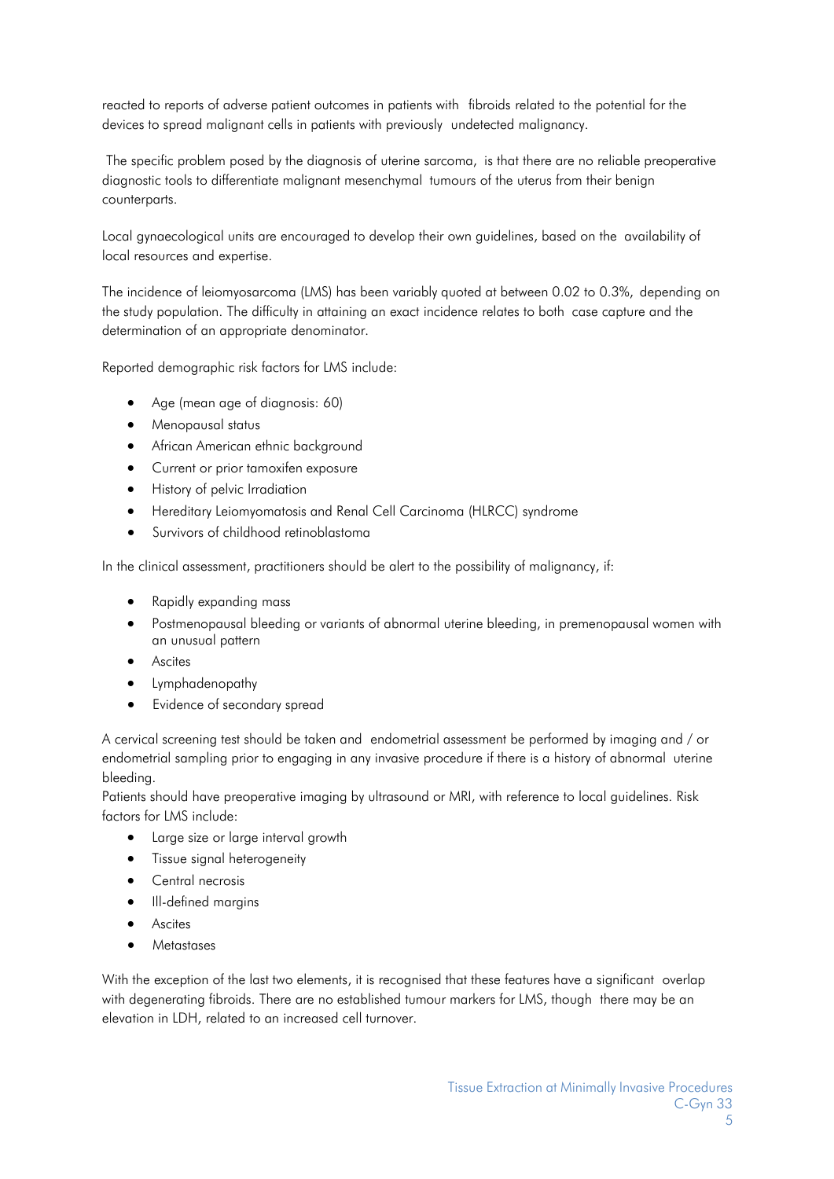reacted to reports of adverse patient outcomes in patients with fibroids related to the potential for the devices to spread malignant cells in patients with previously undetected malignancy.

The specific problem posed by the diagnosis of uterine sarcoma, is that there are no reliable preoperative diagnostic tools to differentiate malignant mesenchymal tumours of the uterus from their benign counterparts.

Local gynaecological units are encouraged to develop their own guidelines, based on the availability of local resources and expertise.

The incidence of leiomyosarcoma (LMS) has been variably quoted at between 0.02 to 0.3%, depending on the study population. The difficulty in attaining an exact incidence relates to both case capture and the determination of an appropriate denominator.

Reported demographic risk factors for LMS include:

- Age (mean age of diagnosis: 60)
- Menopausal status
- African American ethnic background
- Current or prior tamoxifen exposure
- History of pelvic Irradiation
- Hereditary Leiomyomatosis and Renal Cell Carcinoma (HLRCC) syndrome
- Survivors of childhood retinoblastoma

In the clinical assessment, practitioners should be alert to the possibility of malignancy, if:

- Rapidly expanding mass
- Postmenopausal bleeding or variants of abnormal uterine bleeding, in premenopausal women with an unusual pattern
- Ascites
- Lymphadenopathy
- Evidence of secondary spread

A cervical screening test should be taken and endometrial assessment be performed by imaging and / or endometrial sampling prior to engaging in any invasive procedure if there is a history of abnormal uterine bleeding.
Patients should have preoperative imaging by ultrasound or MRI, with reference to local guidelines. Risk factors for LMS include:

- Large size or large interval growth
- Tissue signal heterogeneity
- Central necrosis
- Ill-defined margins
- Ascites
- Metastases

With the exception of the last two elements, it is recognised that these features have a significant overlap with degenerating fibroids. There are no established tumour markers for LMS, though there may be an elevation in LDH, related to an increased cell turnover.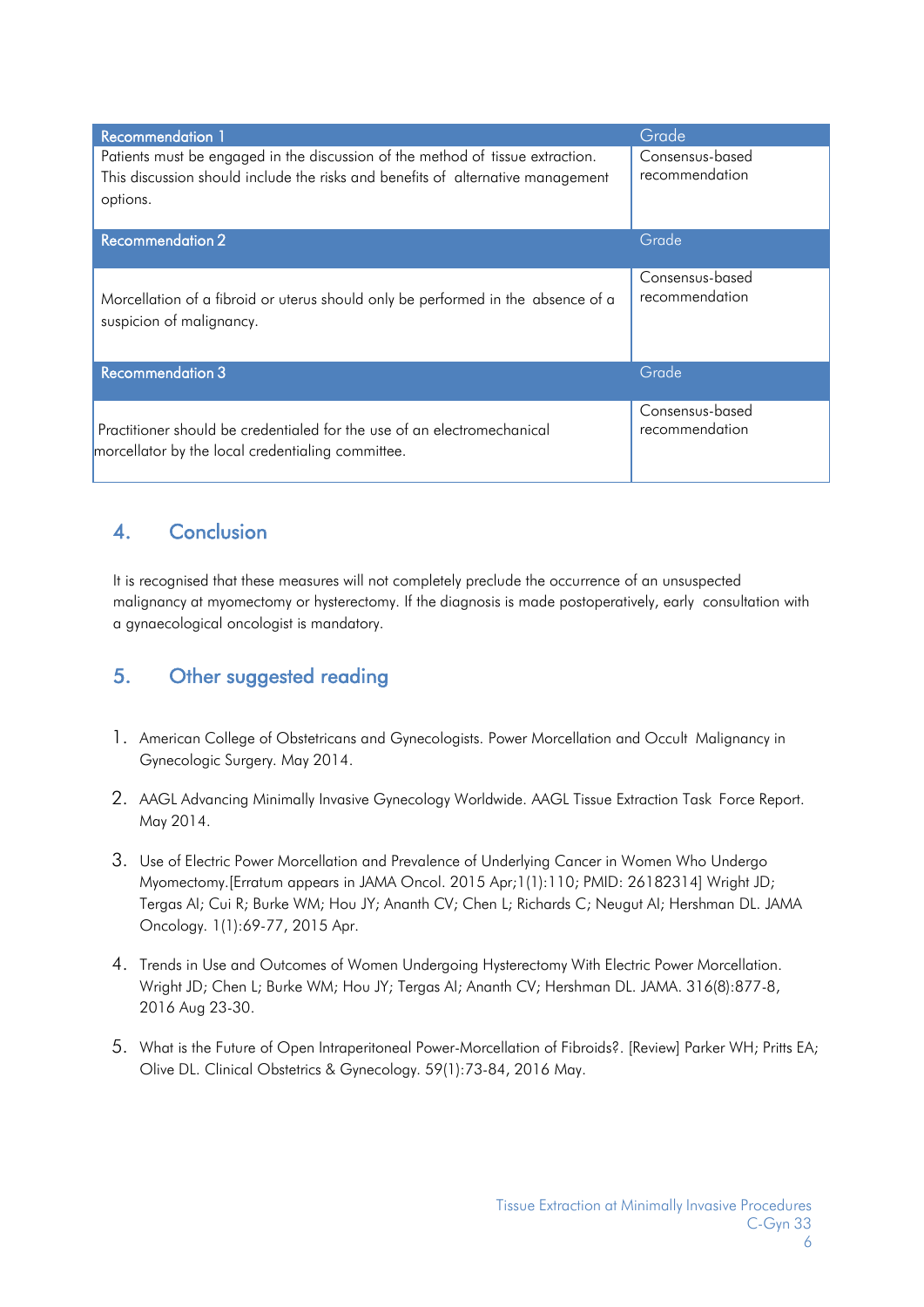| Recommendation 1 | Grade |
|---|---|
| Patients must be engaged in the discussion of the method of tissue extraction. This discussion should include the risks and benefits of alternative management options. | Consensus-based recommendation |
| **Recommendation 2** | **Grade** |
| Morcellation of a fibroid or uterus should only be performed in the absence of a suspicion of malignancy. | Consensus-based recommendation |
| **Recommendation 3** | **Grade** |
| Practitioner should be credentialed for the use of an electromechanical morcellator by the local credentialing committee. | Consensus-based recommendation |

## 4. Conclusion

It is recognised that these measures will not completely preclude the occurrence of an unsuspected malignancy at myomectomy or hysterectomy. If the diagnosis is made postoperatively, early consultation with a gynaecological oncologist is mandatory.

## 5. Other suggested reading

1. American College of Obstetricans and Gynecologists. Power Morcellation and Occult Malignancy in Gynecologic Surgery. May 2014.
2. AAGL Advancing Minimally Invasive Gynecology Worldwide. AAGL Tissue Extraction Task Force Report. May 2014.
3. Use of Electric Power Morcellation and Prevalence of Underlying Cancer in Women Who Undergo Myomectomy.[Erratum appears in JAMA Oncol. 2015 Apr;1(1):110; PMID: 26182314] Wright JD; Tergas AI; Cui R; Burke WM; Hou JY; Ananth CV; Chen L; Richards C; Neugut AI; Hershman DL. JAMA Oncology. 1(1):69-77, 2015 Apr.
4. Trends in Use and Outcomes of Women Undergoing Hysterectomy With Electric Power Morcellation. Wright JD; Chen L; Burke WM; Hou JY; Tergas AI; Ananth CV; Hershman DL. JAMA. 316(8):877-8, 2016 Aug 23-30.
5. What is the Future of Open Intraperitoneal Power-Morcellation of Fibroids?. [Review] Parker WH; Pritts EA; Olive DL. Clinical Obstetrics & Gynecology. 59(1):73-84, 2016 May.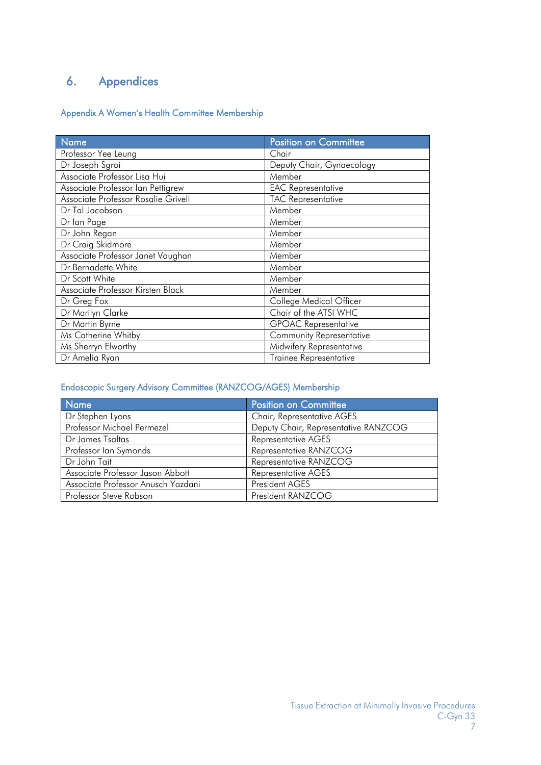# 6. Appendices

## Appendix A Women's Health Committee Membership

| Name | Position on Committee |
|---|---|
| Professor Yee Leung | Chair |
| Dr Joseph Sgroi | Deputy Chair, Gynaecology |
| Associate Professor Lisa Hui | Member |
| Associate Professor Ian Pettigrew | EAC Representative |
| Associate Professor Rosalie Grivell | TAC Representative |
| Dr Tal Jacobson | Member |
| Dr Ian Page | Member |
| Dr John Regan | Member |
| Dr Craig Skidmore | Member |
| Associate Professor Janet Vaughan | Member |
| Dr Bernadette White | Member |
| Dr Scott White | Member |
| Associate Professor Kirsten Black | Member |
| Dr Greg Fox | College Medical Officer |
| Dr Marilyn Clarke | Chair of the ATSI WHC |
| Dr Martin Byrne | GPOAC Representative |
| Ms Catherine Whitby | Community Representative |
| Ms Sherryn Elworthy | Midwifery Representative |
| Dr Amelia Ryan | Trainee Representative |

## Endoscopic Surgery Advisory Committee (RANZCOG/AGES) Membership

| Name | Position on Committee |
|---|---|
| Dr Stephen Lyons | Chair, Representative AGES |
| Professor Michael Permezel | Deputy Chair, Representative RANZCOG |
| Dr James Tsaltas | Representative AGES |
| Professor Ian Symonds | Representative RANZCOG |
| Dr John Tait | Representative RANZCOG |
| Associate Professor Jason Abbott | Representative AGES |
| Associate Professor Anusch Yazdani | President AGES |
| Professor Steve Robson | President RANZCOG |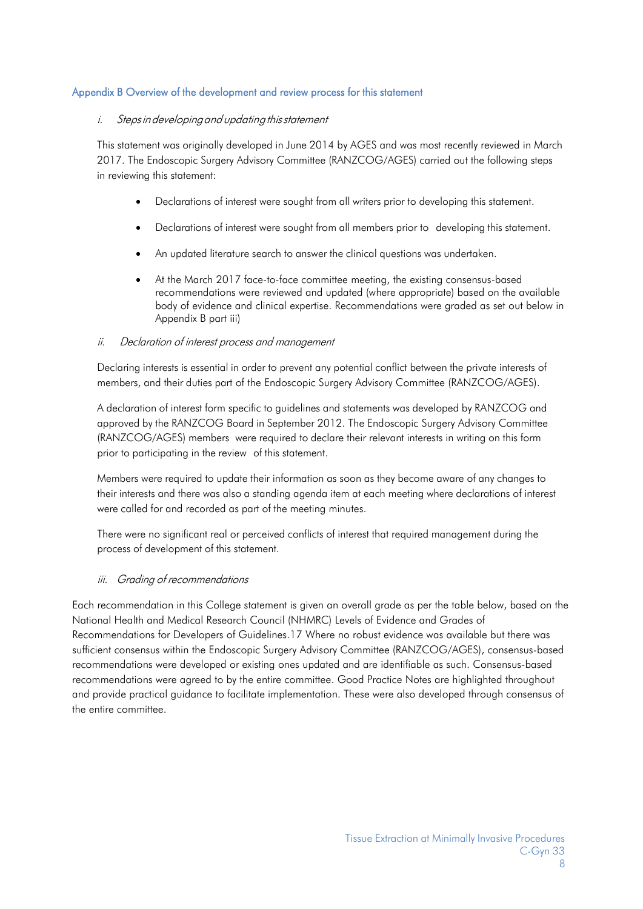## Appendix B Overview of the development and review process for this statement

### *i. Steps in developing and updating this statement*

This statement was originally developed in June 2014 by AGES and was most recently reviewed in March 2017. The Endoscopic Surgery Advisory Committee (RANZCOG/AGES) carried out the following steps in reviewing this statement:

- Declarations of interest were sought from all writers prior to developing this statement.
- Declarations of interest were sought from all members prior to developing this statement.
- An updated literature search to answer the clinical questions was undertaken.
- At the March 2017 face-to-face committee meeting, the existing consensus-based recommendations were reviewed and updated (where appropriate) based on the available body of evidence and clinical expertise. Recommendations were graded as set out below in Appendix B part iii)

### *ii. Declaration of interest process and management*

Declaring interests is essential in order to prevent any potential conflict between the private interests of members, and their duties part of the Endoscopic Surgery Advisory Committee (RANZCOG/AGES).

A declaration of interest form specific to guidelines and statements was developed by RANZCOG and approved by the RANZCOG Board in September 2012. The Endoscopic Surgery Advisory Committee (RANZCOG/AGES) members were required to declare their relevant interests in writing on this form prior to participating in the review of this statement.

Members were required to update their information as soon as they become aware of any changes to their interests and there was also a standing agenda item at each meeting where declarations of interest were called for and recorded as part of the meeting minutes.

There were no significant real or perceived conflicts of interest that required management during the process of development of this statement.

### *iii. Grading of recommendations*

Each recommendation in this College statement is given an overall grade as per the table below, based on the National Health and Medical Research Council (NHMRC) Levels of Evidence and Grades of Recommendations for Developers of Guidelines.17 Where no robust evidence was available but there was sufficient consensus within the Endoscopic Surgery Advisory Committee (RANZCOG/AGES), consensus-based recommendations were developed or existing ones updated and are identifiable as such. Consensus-based recommendations were agreed to by the entire committee. Good Practice Notes are highlighted throughout and provide practical guidance to facilitate implementation. These were also developed through consensus of the entire committee.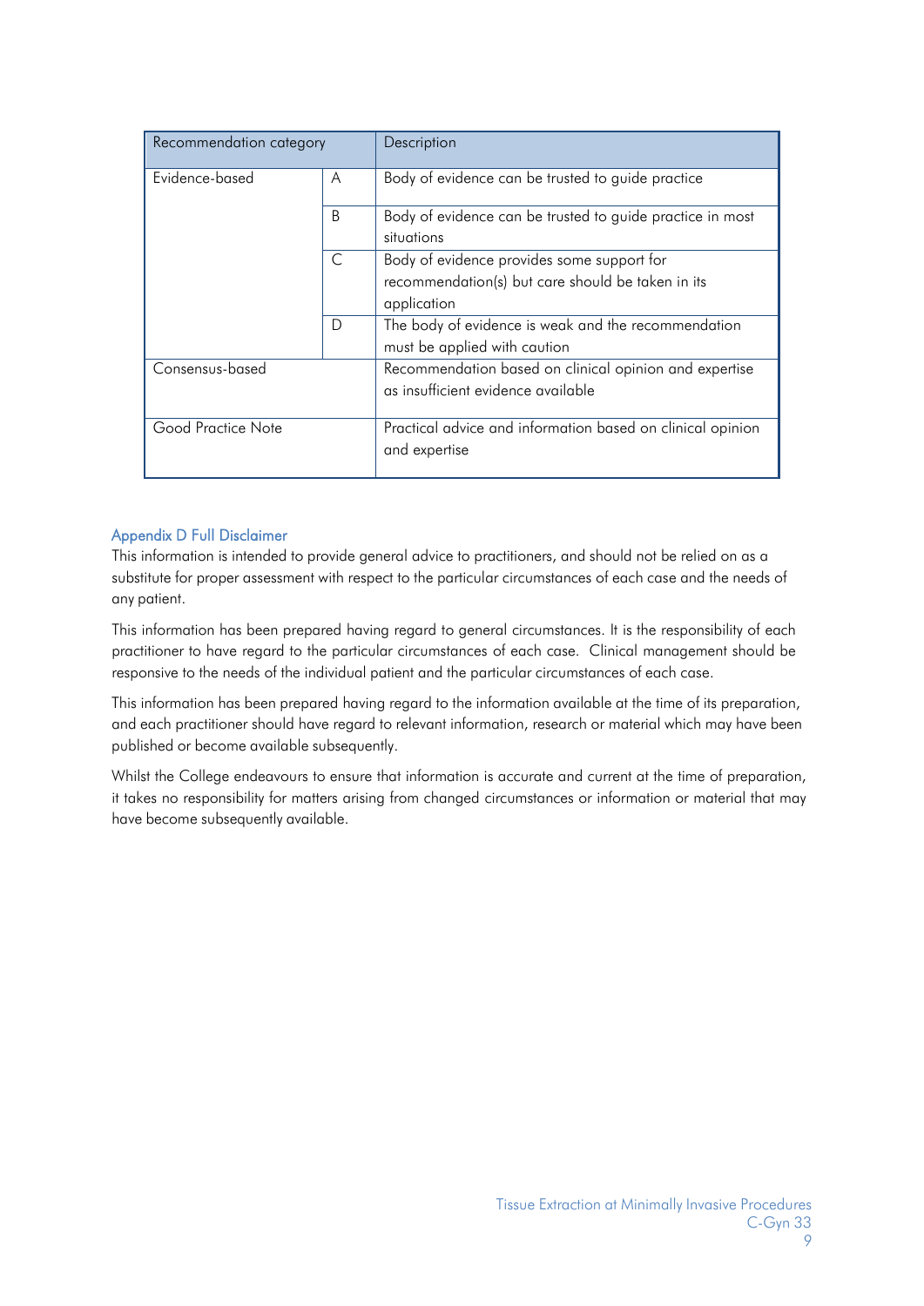| Recommendation category | | Description |
|---|---|---|
| Evidence-based | A | Body of evidence can be trusted to guide practice |
| | B | Body of evidence can be trusted to guide practice in most situations |
| | C | Body of evidence provides some support for recommendation(s) but care should be taken in its application |
| | D | The body of evidence is weak and the recommendation must be applied with caution |
| Consensus-based | | Recommendation based on clinical opinion and expertise as insufficient evidence available |
| Good Practice Note | | Practical advice and information based on clinical opinion and expertise |

## Appendix D Full Disclaimer

This information is intended to provide general advice to practitioners, and should not be relied on as a substitute for proper assessment with respect to the particular circumstances of each case and the needs of any patient.

This information has been prepared having regard to general circumstances. It is the responsibility of each practitioner to have regard to the particular circumstances of each case. Clinical management should be responsive to the needs of the individual patient and the particular circumstances of each case.

This information has been prepared having regard to the information available at the time of its preparation, and each practitioner should have regard to relevant information, research or material which may have been published or become available subsequently.

Whilst the College endeavours to ensure that information is accurate and current at the time of preparation, it takes no responsibility for matters arising from changed circumstances or information or material that may have become subsequently available.